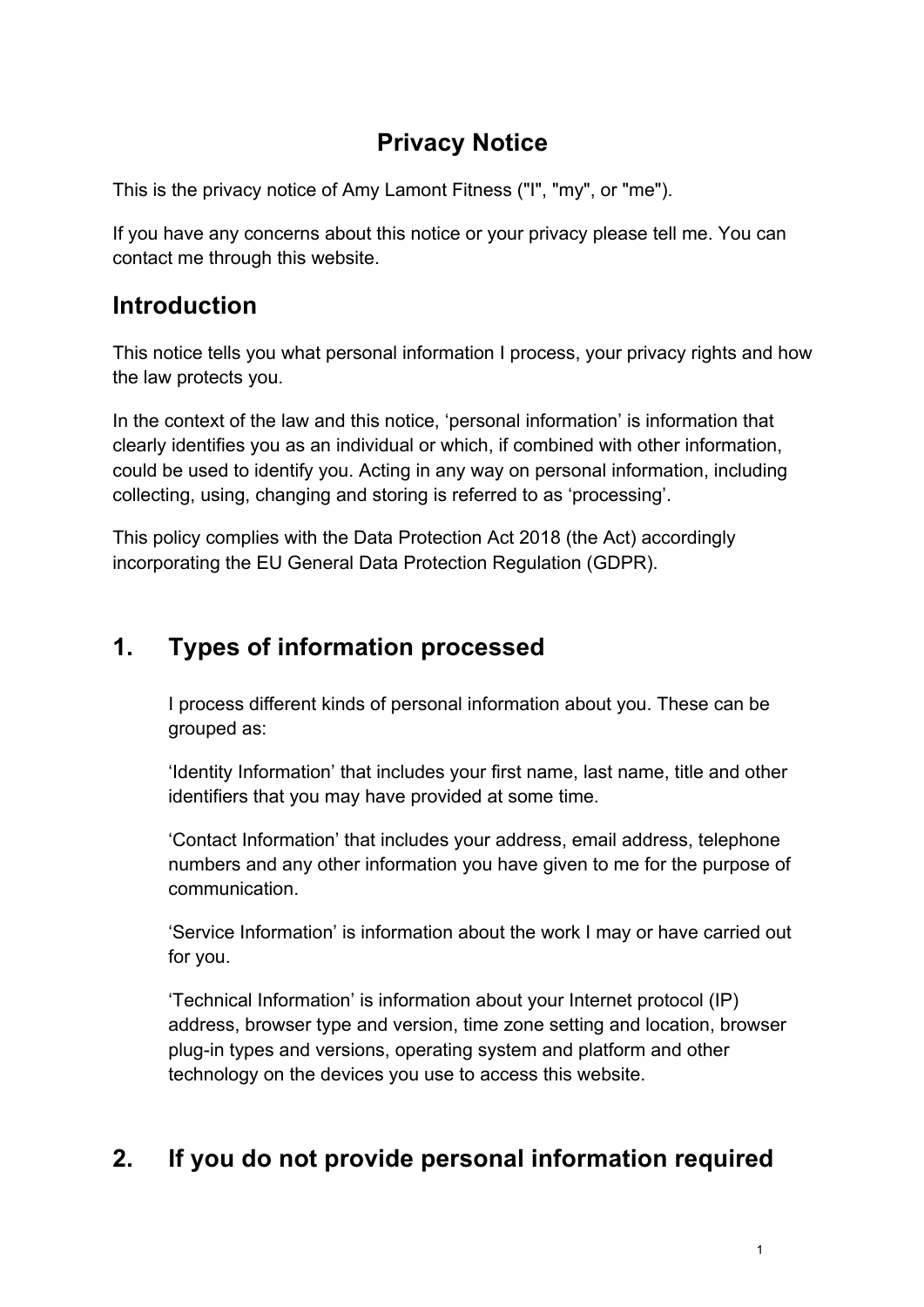# Privacy Notice

This is the privacy notice of Amy Lamont Fitness ("I", "my", or "me").

If you have any concerns about this notice or your privacy please tell me. You can contact me through this website.

## Introduction

This notice tells you what personal information I process, your privacy rights and how the law protects you.

In the context of the law and this notice, 'personal information' is information that clearly identifies you as an individual or which, if combined with other information, could be used to identify you. Acting in any way on personal information, including collecting, using, changing and storing is referred to as 'processing'.

This policy complies with the Data Protection Act 2018 (the Act) accordingly incorporating the EU General Data Protection Regulation (GDPR).

## 1. Types of information processed

I process different kinds of personal information about you. These can be grouped as:

'Identity Information' that includes your first name, last name, title and other identifiers that you may have provided at some time.

'Contact Information' that includes your address, email address, telephone numbers and any other information you have given to me for the purpose of communication.

'Service Information' is information about the work I may or have carried out for you.

'Technical Information' is information about your Internet protocol (IP) address, browser type and version, time zone setting and location, browser plug-in types and versions, operating system and platform and other technology on the devices you use to access this website.

## 2. If you do not provide personal information required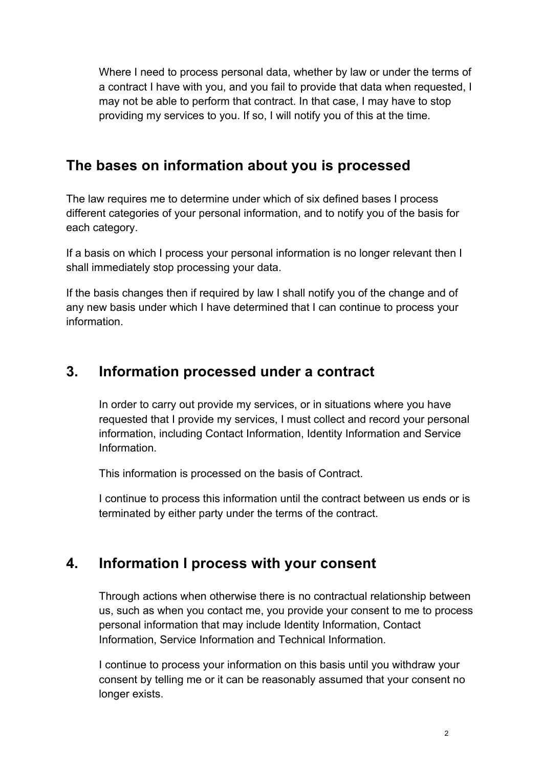Where I need to process personal data, whether by law or under the terms of a contract I have with you, and you fail to provide that data when requested, I may not be able to perform that contract. In that case, I may have to stop providing my services to you. If so, I will notify you of this at the time.

## The bases on information about you is processed

The law requires me to determine under which of six defined bases I process different categories of your personal information, and to notify you of the basis for each category.

If a basis on which I process your personal information is no longer relevant then I shall immediately stop processing your data.

If the basis changes then if required by law I shall notify you of the change and of any new basis under which I have determined that I can continue to process your information.

## 3. Information processed under a contract

In order to carry out provide my services, or in situations where you have requested that I provide my services, I must collect and record your personal information, including Contact Information, Identity Information and Service Information.

This information is processed on the basis of Contract.

I continue to process this information until the contract between us ends or is terminated by either party under the terms of the contract.

## 4. Information I process with your consent

Through actions when otherwise there is no contractual relationship between us, such as when you contact me, you provide your consent to me to process personal information that may include Identity Information, Contact Information, Service Information and Technical Information.

I continue to process your information on this basis until you withdraw your consent by telling me or it can be reasonably assumed that your consent no longer exists.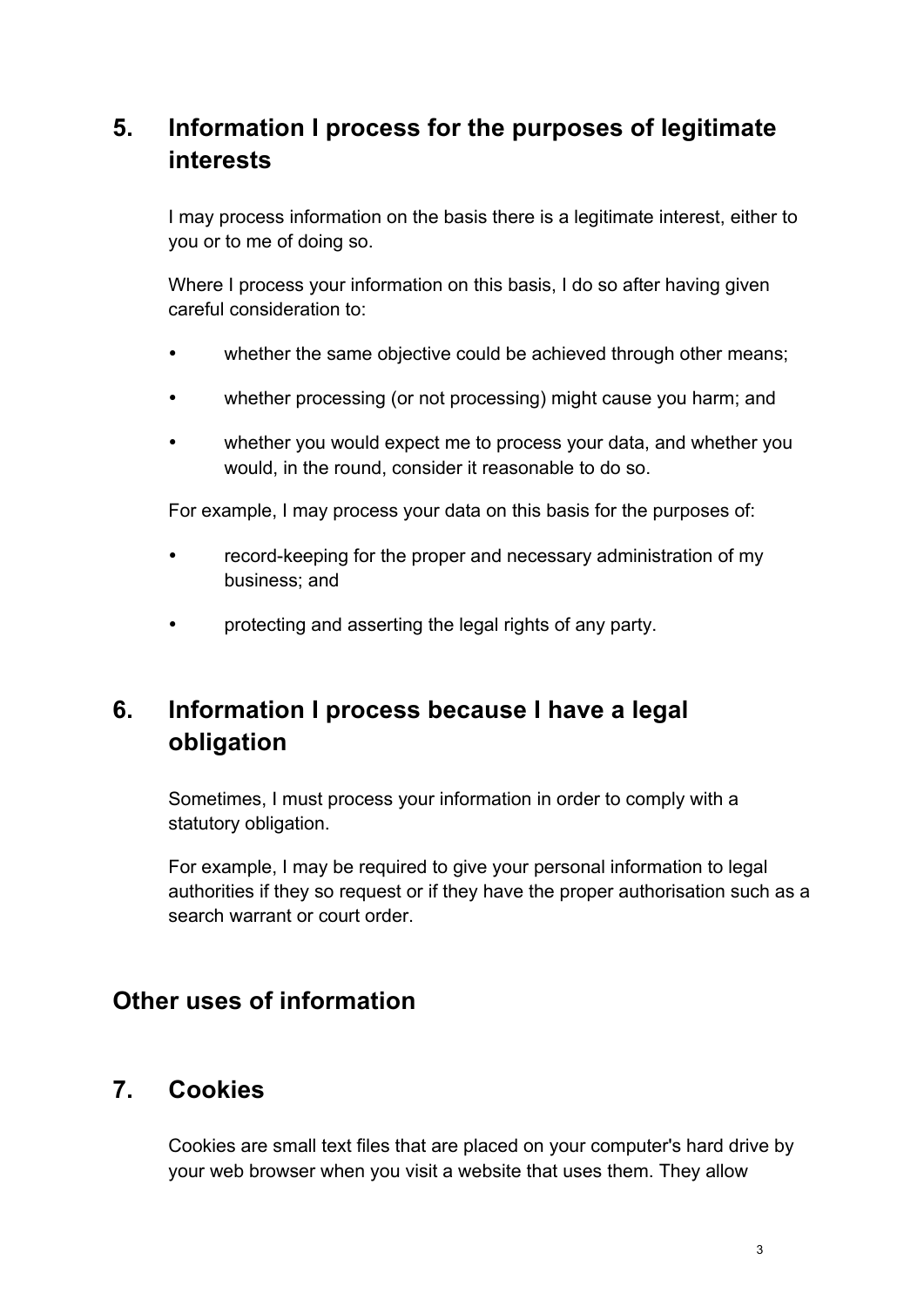## 5. Information I process for the purposes of legitimate interests

I may process information on the basis there is a legitimate interest, either to you or to me of doing so.

Where I process your information on this basis, I do so after having given careful consideration to:

- whether the same objective could be achieved through other means;
- whether processing (or not processing) might cause you harm; and
- whether you would expect me to process your data, and whether you would, in the round, consider it reasonable to do so.

For example, I may process your data on this basis for the purposes of:

- record-keeping for the proper and necessary administration of my business; and
- protecting and asserting the legal rights of any party.

## 6. Information I process because I have a legal obligation

Sometimes, I must process your information in order to comply with a statutory obligation.

For example, I may be required to give your personal information to legal authorities if they so request or if they have the proper authorisation such as a search warrant or court order.

## Other uses of information

## 7. Cookies

Cookies are small text files that are placed on your computer's hard drive by your web browser when you visit a website that uses them. They allow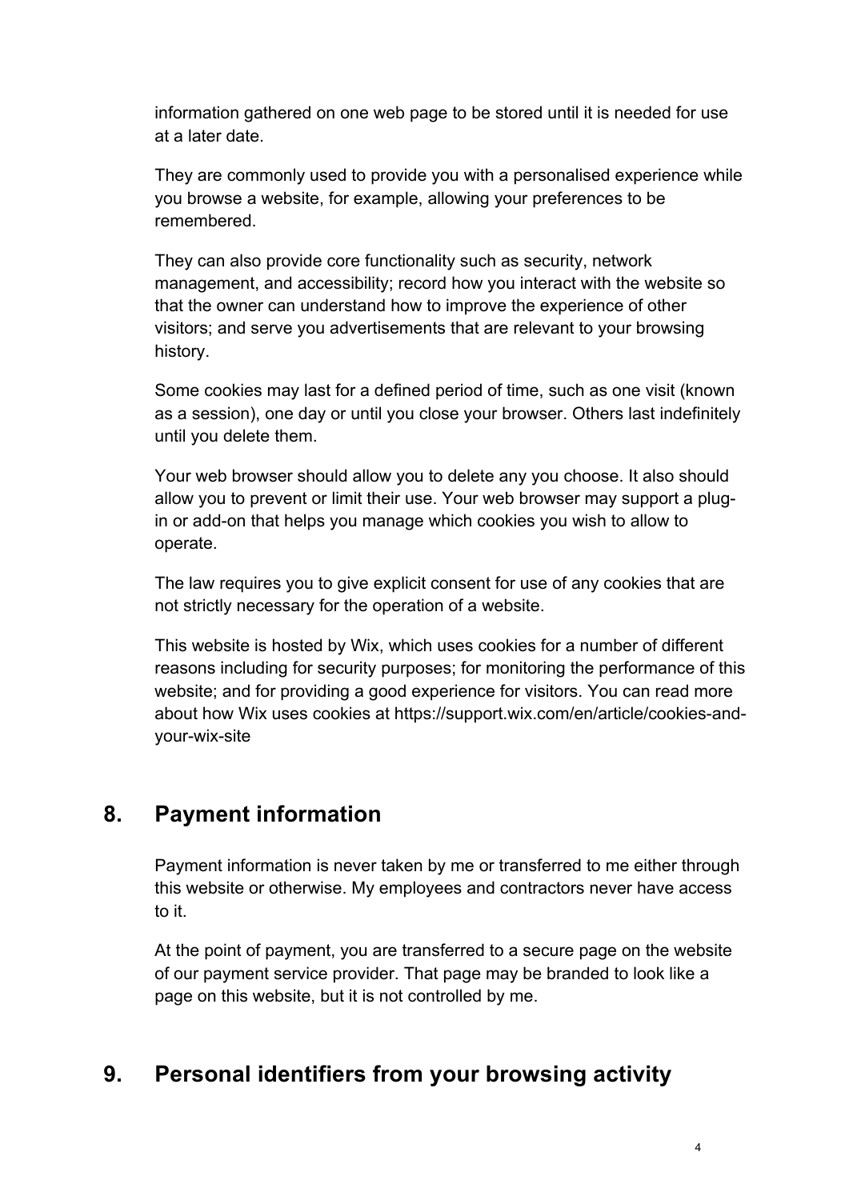information gathered on one web page to be stored until it is needed for use at a later date.

They are commonly used to provide you with a personalised experience while you browse a website, for example, allowing your preferences to be remembered.

They can also provide core functionality such as security, network management, and accessibility; record how you interact with the website so that the owner can understand how to improve the experience of other visitors; and serve you advertisements that are relevant to your browsing history.

Some cookies may last for a defined period of time, such as one visit (known as a session), one day or until you close your browser. Others last indefinitely until you delete them.

Your web browser should allow you to delete any you choose. It also should allow you to prevent or limit their use. Your web browser may support a plug-in or add-on that helps you manage which cookies you wish to allow to operate.

The law requires you to give explicit consent for use of any cookies that are not strictly necessary for the operation of a website.

This website is hosted by Wix, which uses cookies for a number of different reasons including for security purposes; for monitoring the performance of this website; and for providing a good experience for visitors. You can read more about how Wix uses cookies at https://support.wix.com/en/article/cookies-and-your-wix-site

## 8. Payment information

Payment information is never taken by me or transferred to me either through this website or otherwise. My employees and contractors never have access to it.

At the point of payment, you are transferred to a secure page on the website of our payment service provider. That page may be branded to look like a page on this website, but it is not controlled by me.

## 9. Personal identifiers from your browsing activity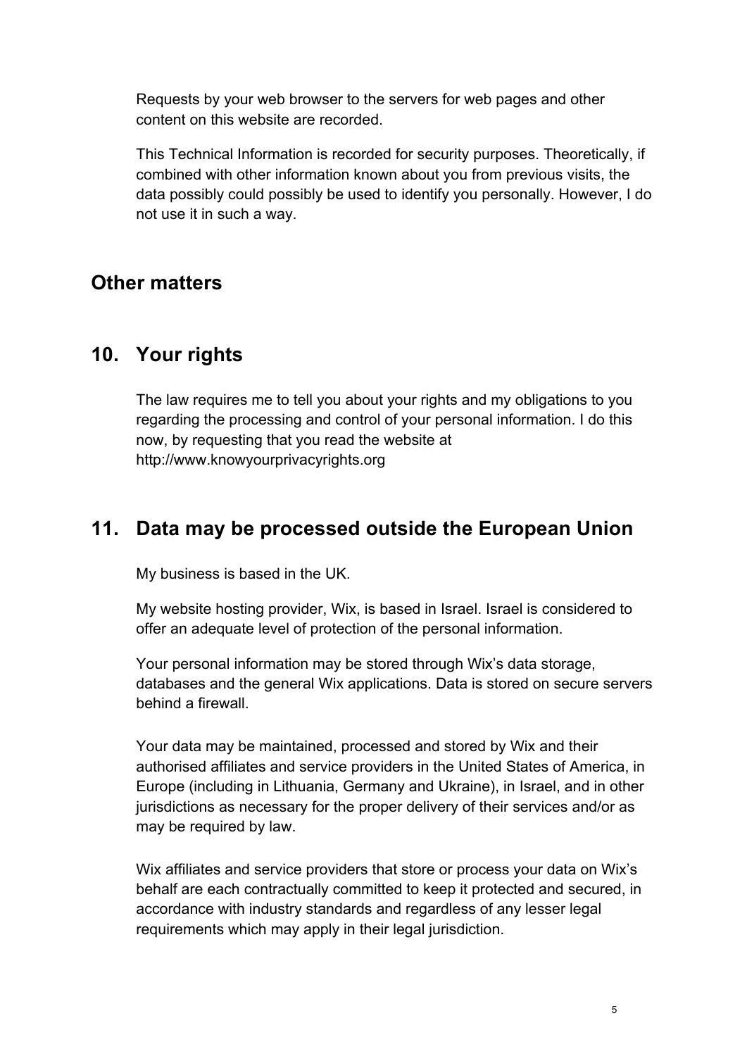Requests by your web browser to the servers for web pages and other content on this website are recorded.

This Technical Information is recorded for security purposes. Theoretically, if combined with other information known about you from previous visits, the data possibly could possibly be used to identify you personally. However, I do not use it in such a way.

## Other matters

## 10. Your rights

The law requires me to tell you about your rights and my obligations to you regarding the processing and control of your personal information. I do this now, by requesting that you read the website at http://www.knowyourprivacyrights.org

## 11. Data may be processed outside the European Union

My business is based in the UK.

My website hosting provider, Wix, is based in Israel. Israel is considered to offer an adequate level of protection of the personal information.

Your personal information may be stored through Wix's data storage, databases and the general Wix applications. Data is stored on secure servers behind a firewall.

Your data may be maintained, processed and stored by Wix and their authorised affiliates and service providers in the United States of America, in Europe (including in Lithuania, Germany and Ukraine), in Israel, and in other jurisdictions as necessary for the proper delivery of their services and/or as may be required by law.

Wix affiliates and service providers that store or process your data on Wix's behalf are each contractually committed to keep it protected and secured, in accordance with industry standards and regardless of any lesser legal requirements which may apply in their legal jurisdiction.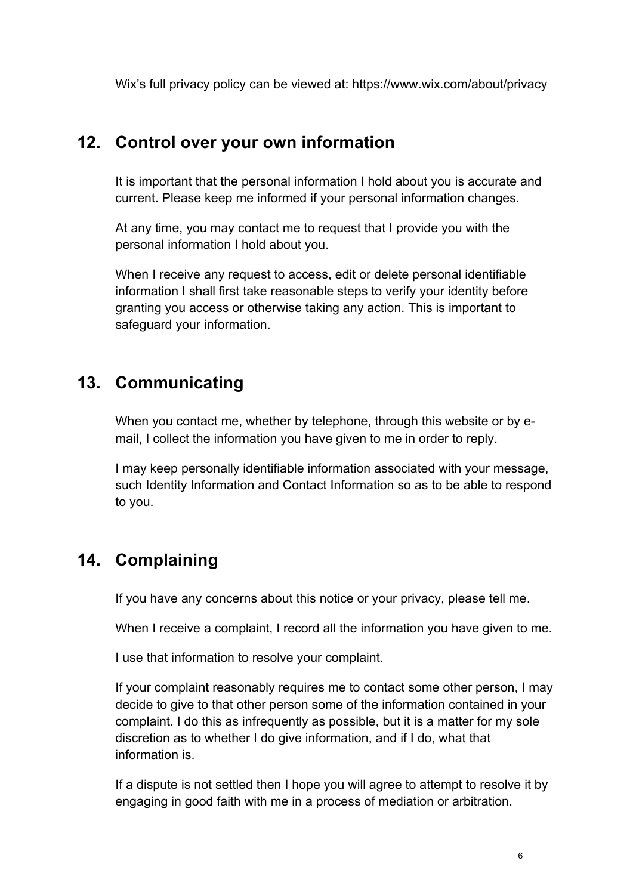Wix's full privacy policy can be viewed at: https://www.wix.com/about/privacy

## 12. Control over your own information

It is important that the personal information I hold about you is accurate and current. Please keep me informed if your personal information changes.

At any time, you may contact me to request that I provide you with the personal information I hold about you.

When I receive any request to access, edit or delete personal identifiable information I shall first take reasonable steps to verify your identity before granting you access or otherwise taking any action. This is important to safeguard your information.

## 13. Communicating

When you contact me, whether by telephone, through this website or by e-mail, I collect the information you have given to me in order to reply.

I may keep personally identifiable information associated with your message, such Identity Information and Contact Information so as to be able to respond to you.

## 14. Complaining

If you have any concerns about this notice or your privacy, please tell me.

When I receive a complaint, I record all the information you have given to me.

I use that information to resolve your complaint.

If your complaint reasonably requires me to contact some other person, I may decide to give to that other person some of the information contained in your complaint. I do this as infrequently as possible, but it is a matter for my sole discretion as to whether I do give information, and if I do, what that information is.

If a dispute is not settled then I hope you will agree to attempt to resolve it by engaging in good faith with me in a process of mediation or arbitration.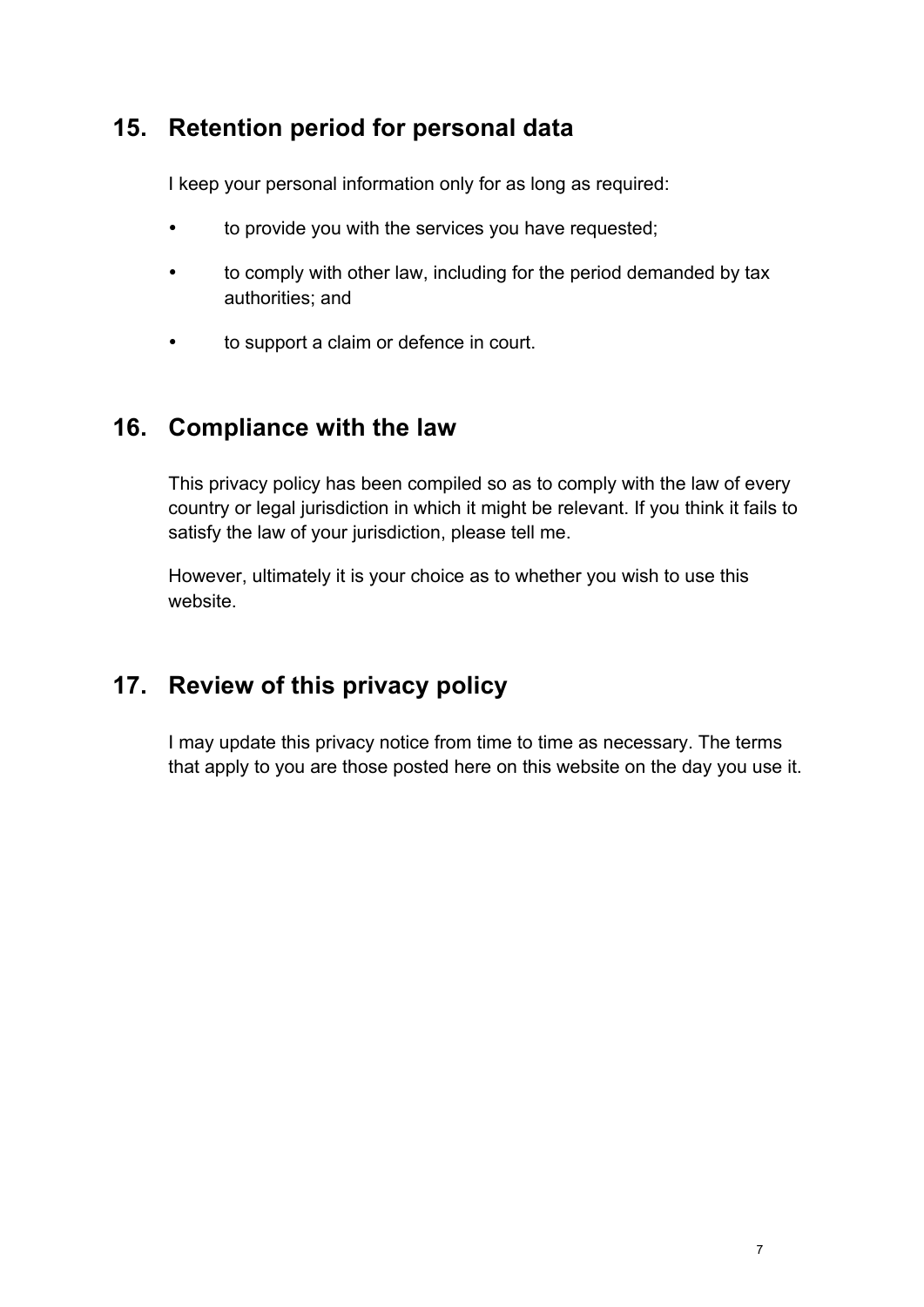## 15. Retention period for personal data

I keep your personal information only for as long as required:

- to provide you with the services you have requested;
- to comply with other law, including for the period demanded by tax authorities; and
- to support a claim or defence in court.

## 16. Compliance with the law

This privacy policy has been compiled so as to comply with the law of every country or legal jurisdiction in which it might be relevant. If you think it fails to satisfy the law of your jurisdiction, please tell me.

However, ultimately it is your choice as to whether you wish to use this website.

## 17. Review of this privacy policy

I may update this privacy notice from time to time as necessary. The terms that apply to you are those posted here on this website on the day you use it.